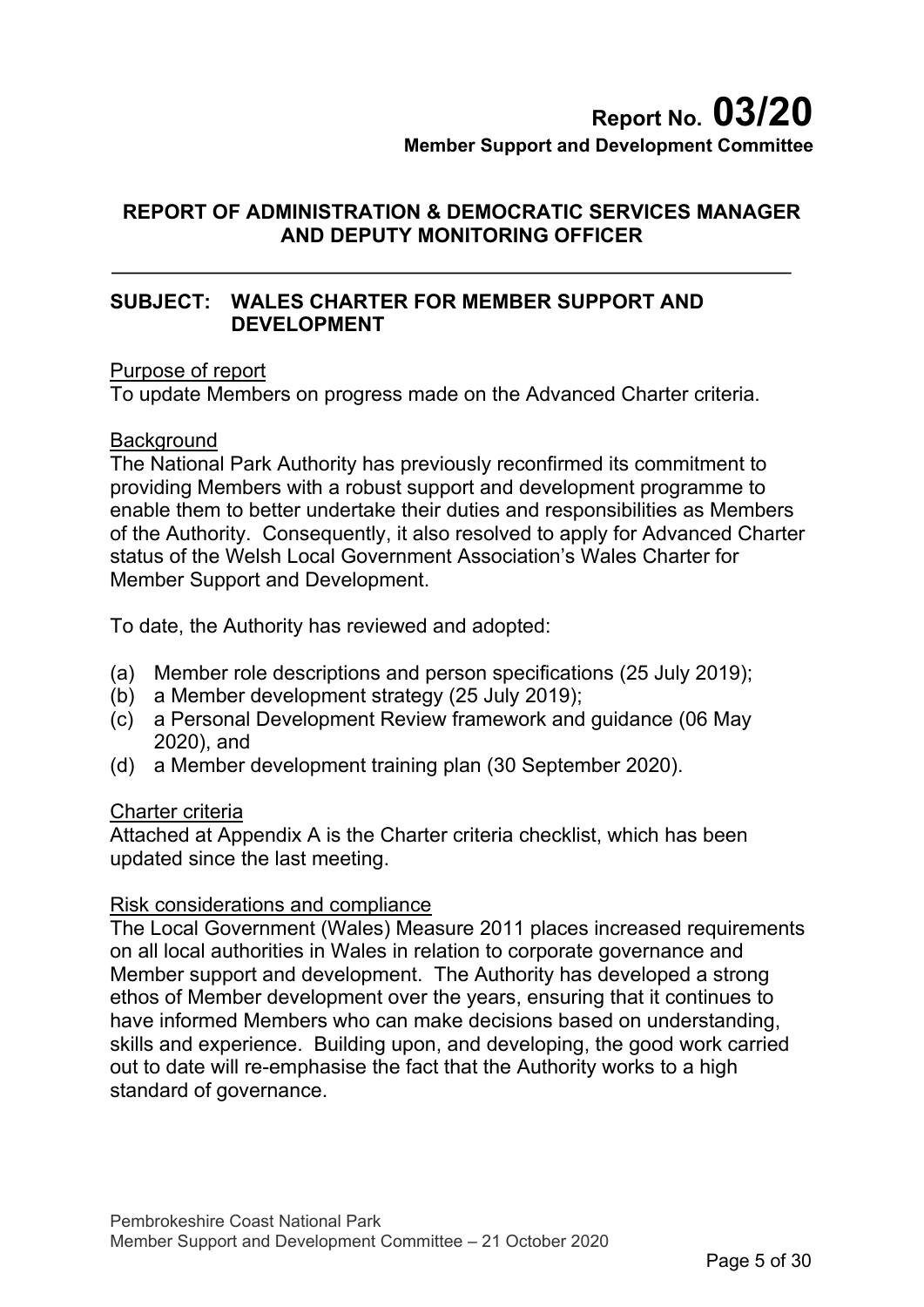# Report No. 03/20

**Member Support and Development Committee**

## REPORT OF ADMINISTRATION & DEMOCRATIC SERVICES MANAGER AND DEPUTY MONITORING OFFICER

## SUBJECT: WALES CHARTER FOR MEMBER SUPPORT AND DEVELOPMENT

Purpose of report

To update Members on progress made on the Advanced Charter criteria.

Background

The National Park Authority has previously reconfirmed its commitment to providing Members with a robust support and development programme to enable them to better undertake their duties and responsibilities as Members of the Authority. Consequently, it also resolved to apply for Advanced Charter status of the Welsh Local Government Association's Wales Charter for Member Support and Development.

To date, the Authority has reviewed and adopted:

(a) Member role descriptions and person specifications (25 July 2019);
(b) a Member development strategy (25 July 2019);
(c) a Personal Development Review framework and guidance (06 May 2020), and
(d) a Member development training plan (30 September 2020).

Charter criteria

Attached at Appendix A is the Charter criteria checklist, which has been updated since the last meeting.

Risk considerations and compliance

The Local Government (Wales) Measure 2011 places increased requirements on all local authorities in Wales in relation to corporate governance and Member support and development. The Authority has developed a strong ethos of Member development over the years, ensuring that it continues to have informed Members who can make decisions based on understanding, skills and experience. Building upon, and developing, the good work carried out to date will re-emphasise the fact that the Authority works to a high standard of governance.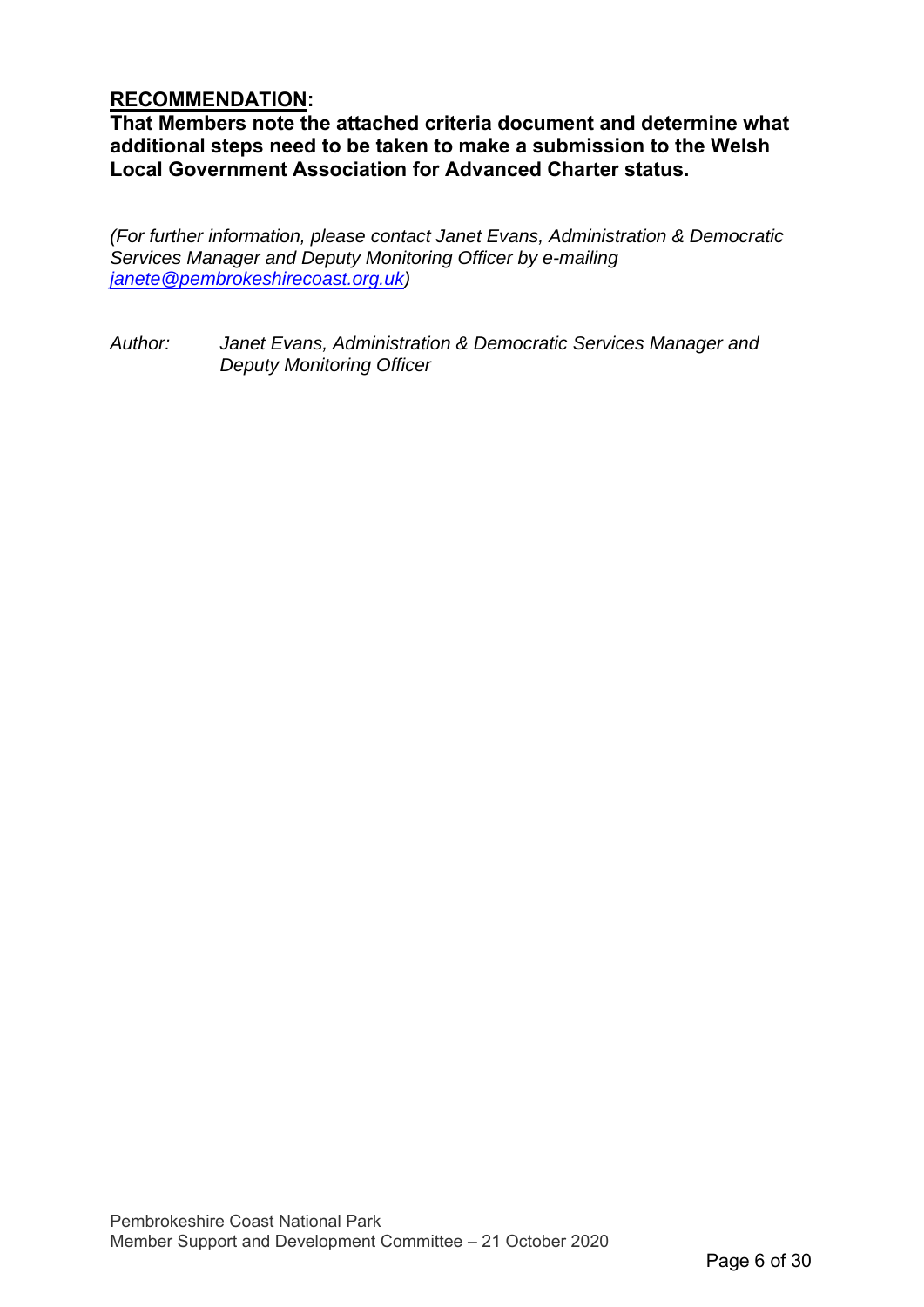**<u>RECOMMENDATION</u>:**

**That Members note the attached criteria document and determine what additional steps need to be taken to make a submission to the Welsh Local Government Association for Advanced Charter status.**

*(For further information, please contact Janet Evans, Administration & Democratic Services Manager and Deputy Monitoring Officer by e-mailing [janete@pembrokeshirecoast.org.uk](mailto:janete@pembrokeshirecoast.org.uk))*

*Author: Janet Evans, Administration & Democratic Services Manager and Deputy Monitoring Officer*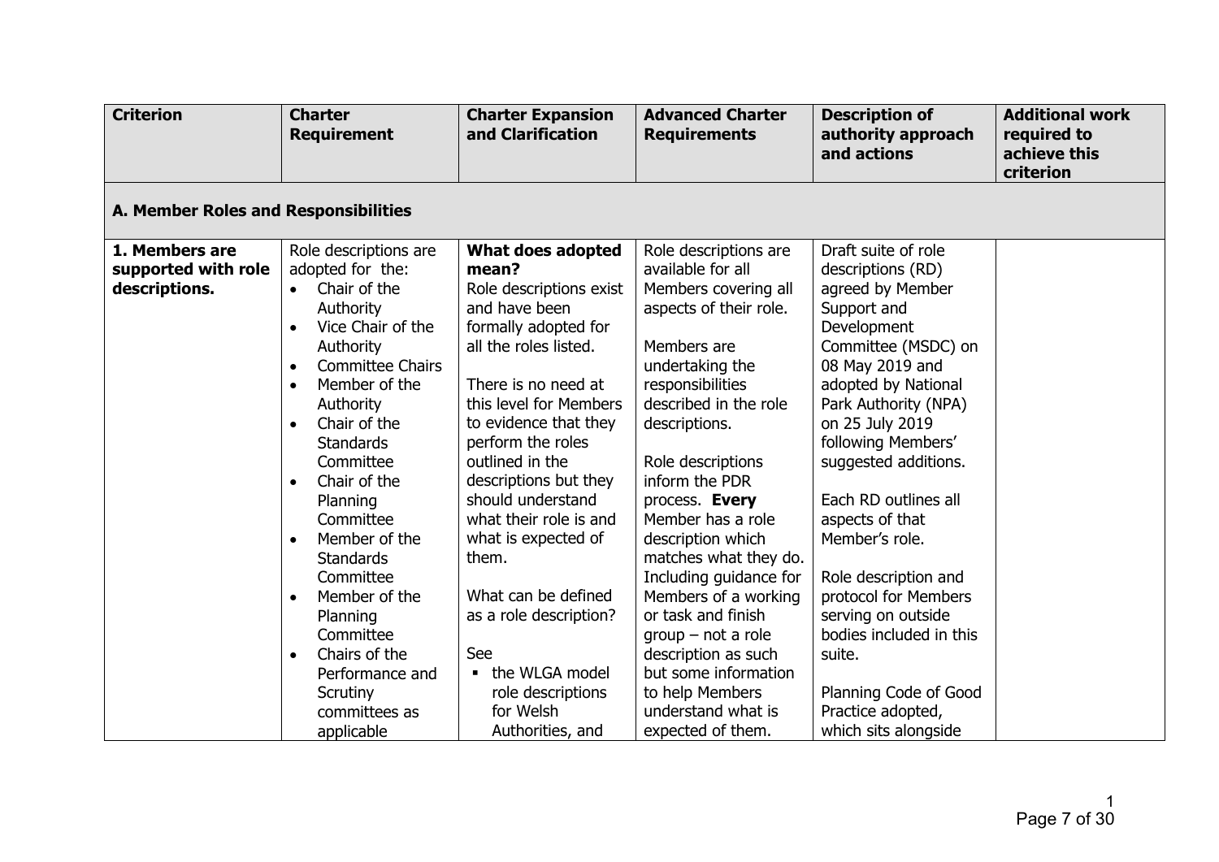| Criterion | Charter Requirement | Charter Expansion and Clarification | Advanced Charter Requirements | Description of authority approach and actions | Additional work required to achieve this criterion |
|---|---|---|---|---|---|
| **A. Member Roles and Responsibilities** | | | | | |
| **1. Members are supported with role descriptions.** | Role descriptions are adopted for the:<br>• Chair of the Authority<br>• Vice Chair of the Authority<br>• Committee Chairs<br>• Member of the Authority<br>• Chair of the Standards Committee<br>• Chair of the Planning Committee<br>• Member of the Standards Committee<br>• Member of the Planning Committee<br>• Chairs of the Performance and Scrutiny committees as applicable | **What does adopted mean?**<br>Role descriptions exist and have been formally adopted for all the roles listed.<br><br>There is no need at this level for Members to evidence that they perform the roles outlined in the descriptions but they should understand what their role is and what is expected of them.<br><br>What can be defined as a role description?<br><br>See<br>▪ the WLGA model role descriptions for Welsh Authorities, and | Role descriptions are available for all Members covering all aspects of their role.<br><br>Members are undertaking the responsibilities described in the role descriptions.<br><br>Role descriptions inform the PDR process. **Every** Member has a role description which matches what they do. Including guidance for Members of a working or task and finish group – not a role description as such but some information to help Members understand what is expected of them. | Draft suite of role descriptions (RD) agreed by Member Support and Development Committee (MSDC) on 08 May 2019 and adopted by National Park Authority (NPA) on 25 July 2019 following Members' suggested additions.<br><br>Each RD outlines all aspects of that Member's role.<br><br>Role description and protocol for Members serving on outside bodies included in this suite.<br><br>Planning Code of Good Practice adopted, which sits alongside | |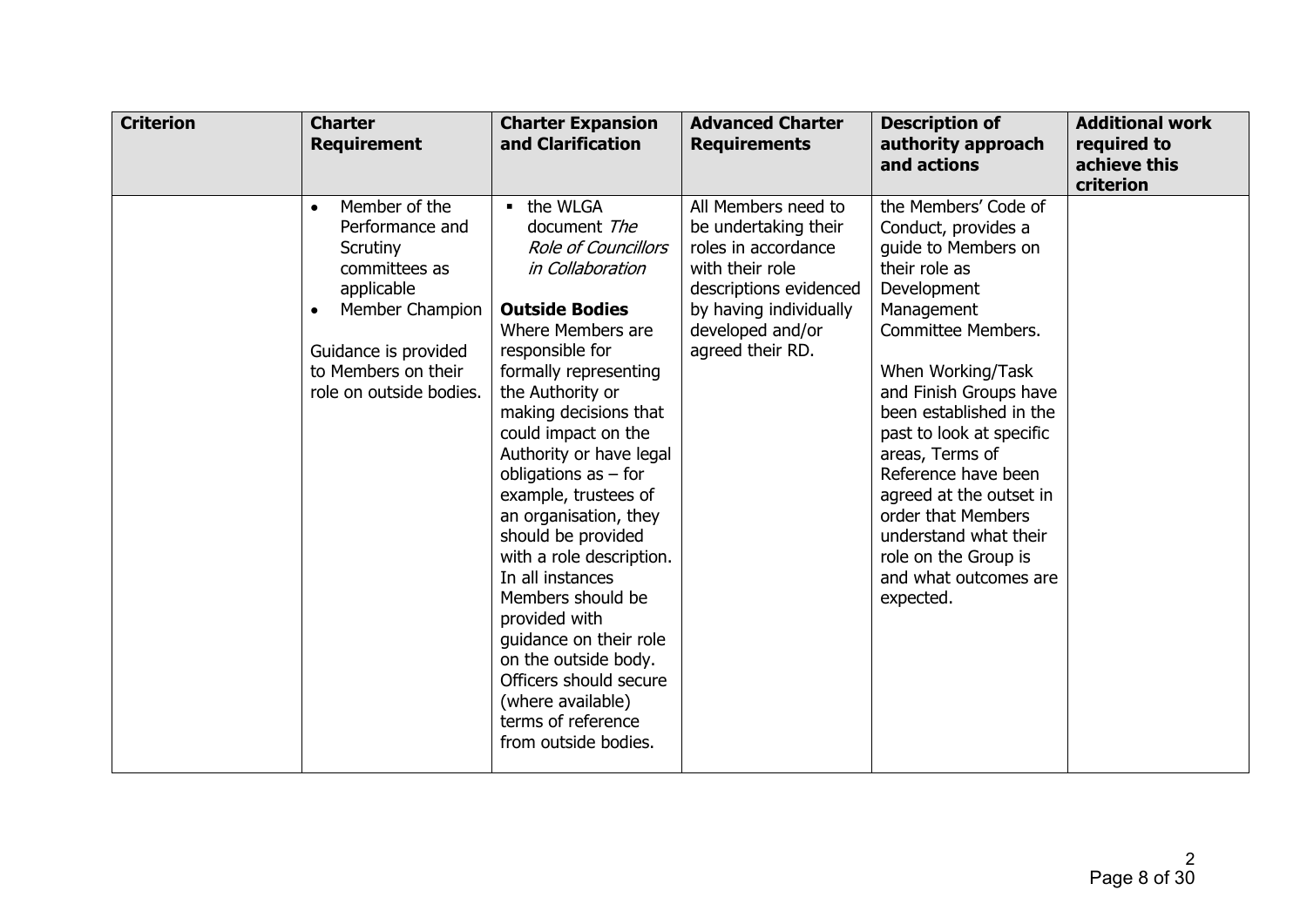| Criterion | Charter Requirement | Charter Expansion and Clarification | Advanced Charter Requirements | Description of authority approach and actions | Additional work required to achieve this criterion |
|---|---|---|---|---|---|
| | • Member of the Performance and Scrutiny committees as applicable<br>• Member Champion<br><br>Guidance is provided to Members on their role on outside bodies. | ▪ the WLGA document *The Role of Councillors in Collaboration*<br><br>**Outside Bodies**<br>Where Members are responsible for formally representing the Authority or making decisions that could impact on the Authority or have legal obligations as – for example, trustees of an organisation, they should be provided with a role description. In all instances Members should be provided with guidance on their role on the outside body. Officers should secure (where available) terms of reference from outside bodies. | All Members need to be undertaking their roles in accordance with their role descriptions evidenced by having individually developed and/or agreed their RD. | the Members' Code of Conduct, provides a guide to Members on their role as Development Management Committee Members.<br><br>When Working/Task and Finish Groups have been established in the past to look at specific areas, Terms of Reference have been agreed at the outset in order that Members understand what their role on the Group is and what outcomes are expected. | |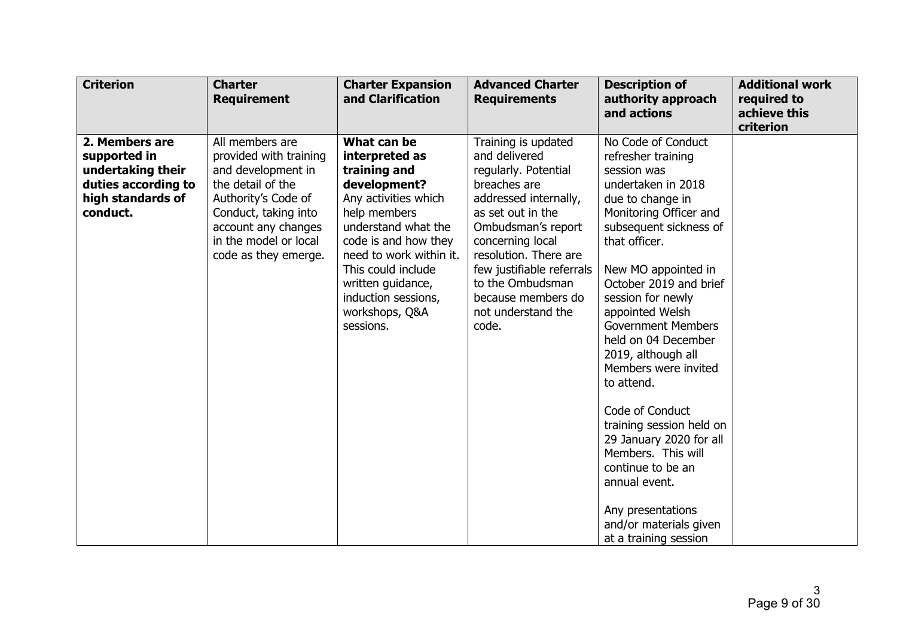| Criterion | Charter Requirement | Charter Expansion and Clarification | Advanced Charter Requirements | Description of authority approach and actions | Additional work required to achieve this criterion |
|---|---|---|---|---|---|
| **2. Members are supported in undertaking their duties according to high standards of conduct.** | All members are provided with training and development in the detail of the Authority's Code of Conduct, taking into account any changes in the model or local code as they emerge. | **What can be interpreted as training and development?** Any activities which help members understand what the code is and how they need to work within it. This could include written guidance, induction sessions, workshops, Q&A sessions. | Training is updated and delivered regularly. Potential breaches are addressed internally, as set out in the Ombudsman's report concerning local resolution. There are few justifiable referrals to the Ombudsman because members do not understand the code. | No Code of Conduct refresher training session was undertaken in 2018 due to change in Monitoring Officer and subsequent sickness of that officer.<br><br>New MO appointed in October 2019 and brief session for newly appointed Welsh Government Members held on 04 December 2019, although all Members were invited to attend.<br><br>Code of Conduct training session held on 29 January 2020 for all Members. This will continue to be an annual event.<br><br>Any presentations and/or materials given at a training session | |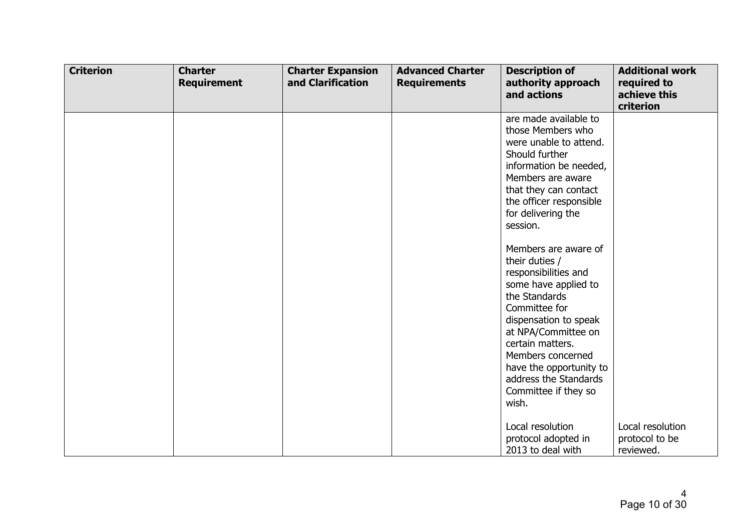| Criterion | Charter Requirement | Charter Expansion and Clarification | Advanced Charter Requirements | Description of authority approach and actions | Additional work required to achieve this criterion |
|---|---|---|---|---|---|
| | | | | are made available to those Members who were unable to attend. Should further information be needed, Members are aware that they can contact the officer responsible for delivering the session.<br><br>Members are aware of their duties / responsibilities and some have applied to the Standards Committee for dispensation to speak at NPA/Committee on certain matters. Members concerned have the opportunity to address the Standards Committee if they so wish.<br><br>Local resolution protocol adopted in 2013 to deal with | Local resolution protocol to be reviewed. |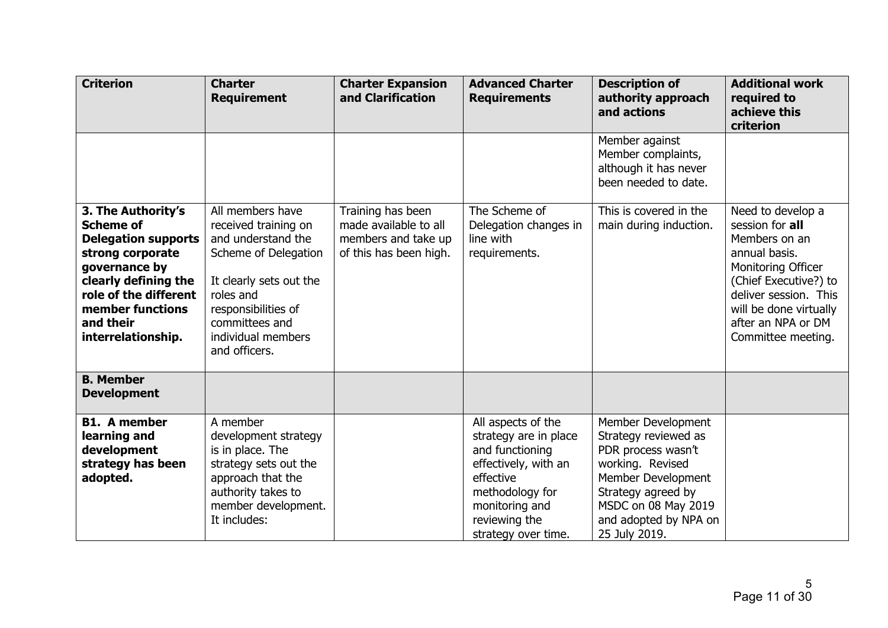| Criterion | Charter Requirement | Charter Expansion and Clarification | Advanced Charter Requirements | Description of authority approach and actions | Additional work required to achieve this criterion |
|---|---|---|---|---|---|
| | | | | Member against Member complaints, although it has never been needed to date. | |
| **3. The Authority's Scheme of Delegation supports strong corporate governance by clearly defining the role of the different member functions and their interrelationship.** | All members have received training on and understand the Scheme of Delegation<br><br>It clearly sets out the roles and responsibilities of committees and individual members and officers. | Training has been made available to all members and take up of this has been high. | The Scheme of Delegation changes in line with requirements. | This is covered in the main during induction. | Need to develop a session for **all** Members on an annual basis. Monitoring Officer (Chief Executive?) to deliver session. This will be done virtually after an NPA or DM Committee meeting. |
| **B. Member Development** | | | | | |
| **B1. A member learning and development strategy has been adopted.** | A member development strategy is in place. The strategy sets out the approach that the authority takes to member development. It includes: | | All aspects of the strategy are in place and functioning effectively, with an effective methodology for monitoring and reviewing the strategy over time. | Member Development Strategy reviewed as PDR process wasn't working. Revised Member Development Strategy agreed by MSDC on 08 May 2019 and adopted by NPA on 25 July 2019. | |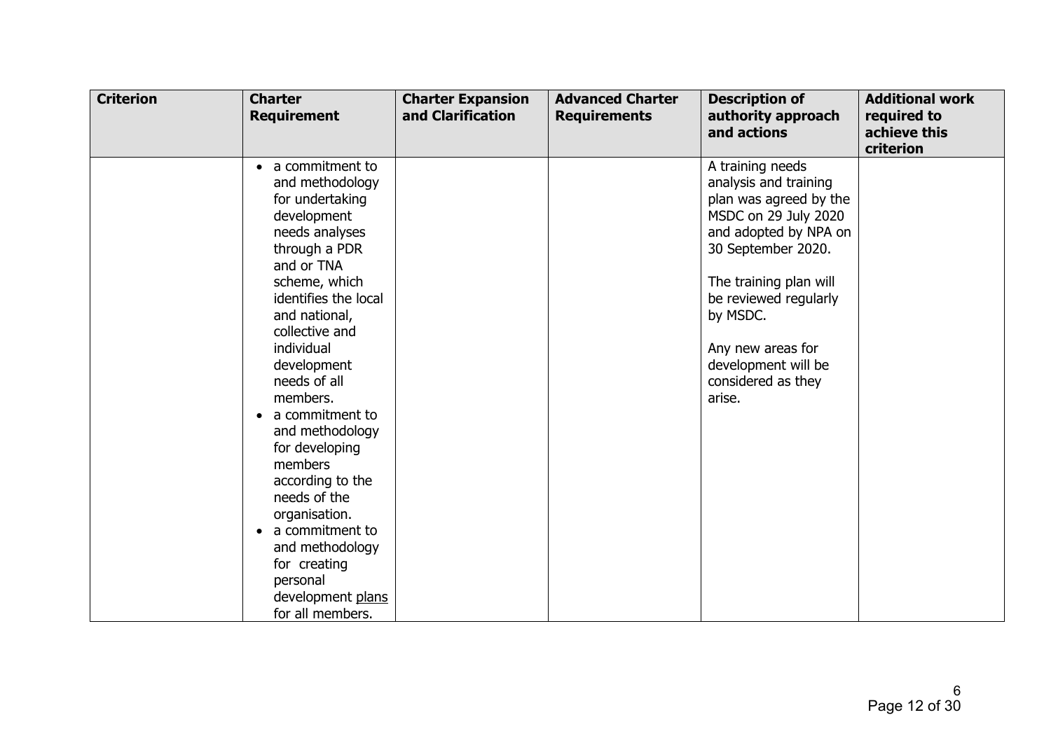| Criterion | Charter Requirement | Charter Expansion and Clarification | Advanced Charter Requirements | Description of authority approach and actions | Additional work required to achieve this criterion |
|---|---|---|---|---|---|
| | • a commitment to and methodology for undertaking development needs analyses through a PDR and or TNA scheme, which identifies the local and national, collective and individual development needs of all members.<br>• a commitment to and methodology for developing members according to the needs of the organisation.<br>• a commitment to and methodology for creating personal development plans for all members. | | | A training needs analysis and training plan was agreed by the MSDC on 29 July 2020 and adopted by NPA on 30 September 2020.<br><br>The training plan will be reviewed regularly by MSDC.<br><br>Any new areas for development will be considered as they arise. | |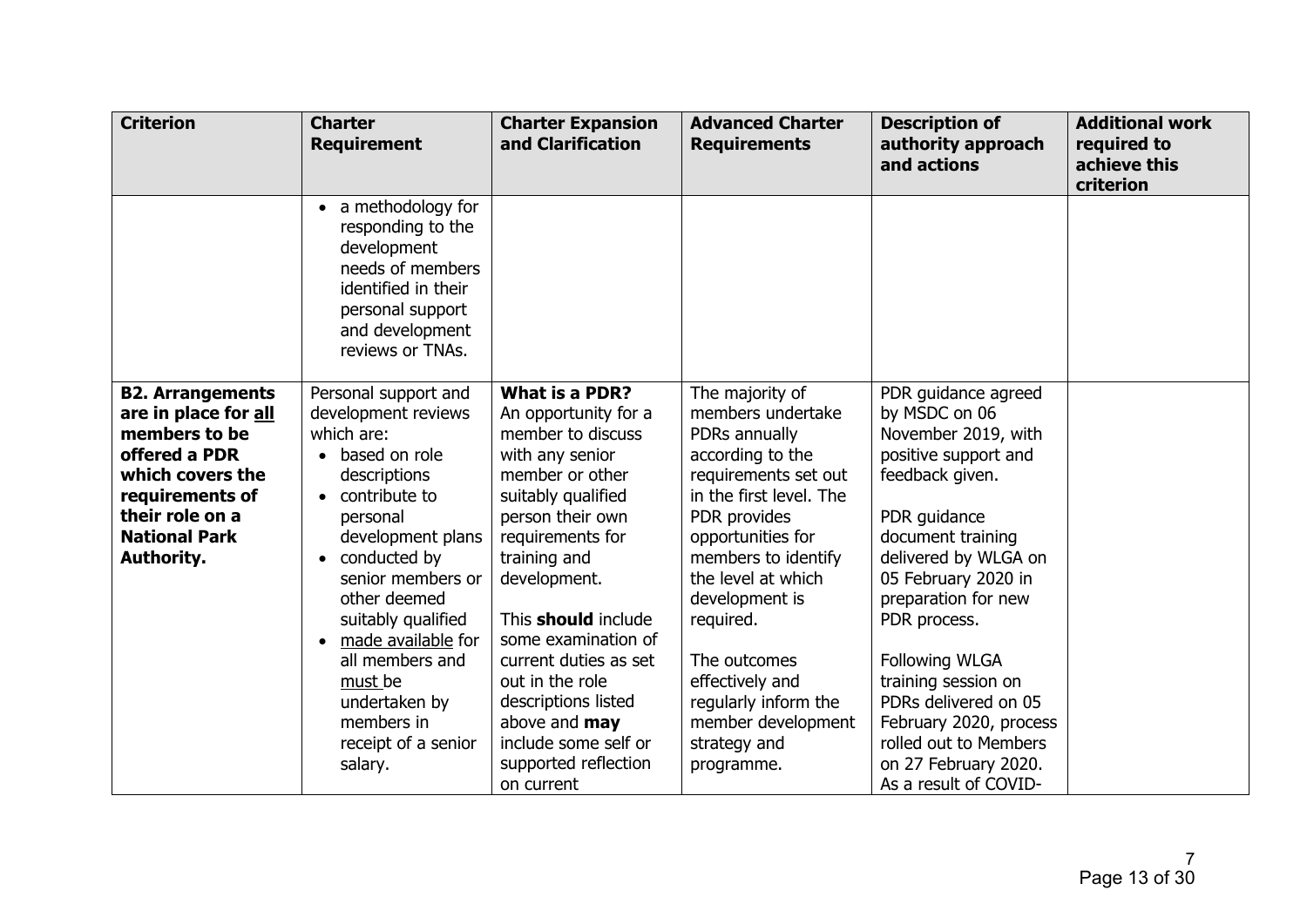| Criterion | Charter Requirement | Charter Expansion and Clarification | Advanced Charter Requirements | Description of authority approach and actions | Additional work required to achieve this criterion |
|---|---|---|---|---|---|
| | • a methodology for responding to the development needs of members identified in their personal support and development reviews or TNAs. | | | | |
| **B2. Arrangements are in place for all members to be offered a PDR which covers the requirements of their role on a National Park Authority.** | Personal support and development reviews which are:<br>• based on role descriptions<br>• contribute to personal development plans<br>• conducted by senior members or other deemed suitably qualified<br>• made available for all members and must be undertaken by members in receipt of a senior salary. | **What is a PDR?**<br>An opportunity for a member to discuss with any senior member or other suitably qualified person their own requirements for training and development.<br><br>This **should** include some examination of current duties as set out in the role descriptions listed above and **may** include some self or supported reflection on current | The majority of members undertake PDRs annually according to the requirements set out in the first level. The PDR provides opportunities for members to identify the level at which development is required.<br><br>The outcomes effectively and regularly inform the member development strategy and programme. | PDR guidance agreed by MSDC on 06 November 2019, with positive support and feedback given.<br><br>PDR guidance document training delivered by WLGA on 05 February 2020 in preparation for new PDR process.<br><br>Following WLGA training session on PDRs delivered on 05 February 2020, process rolled out to Members on 27 February 2020. As a result of COVID- | |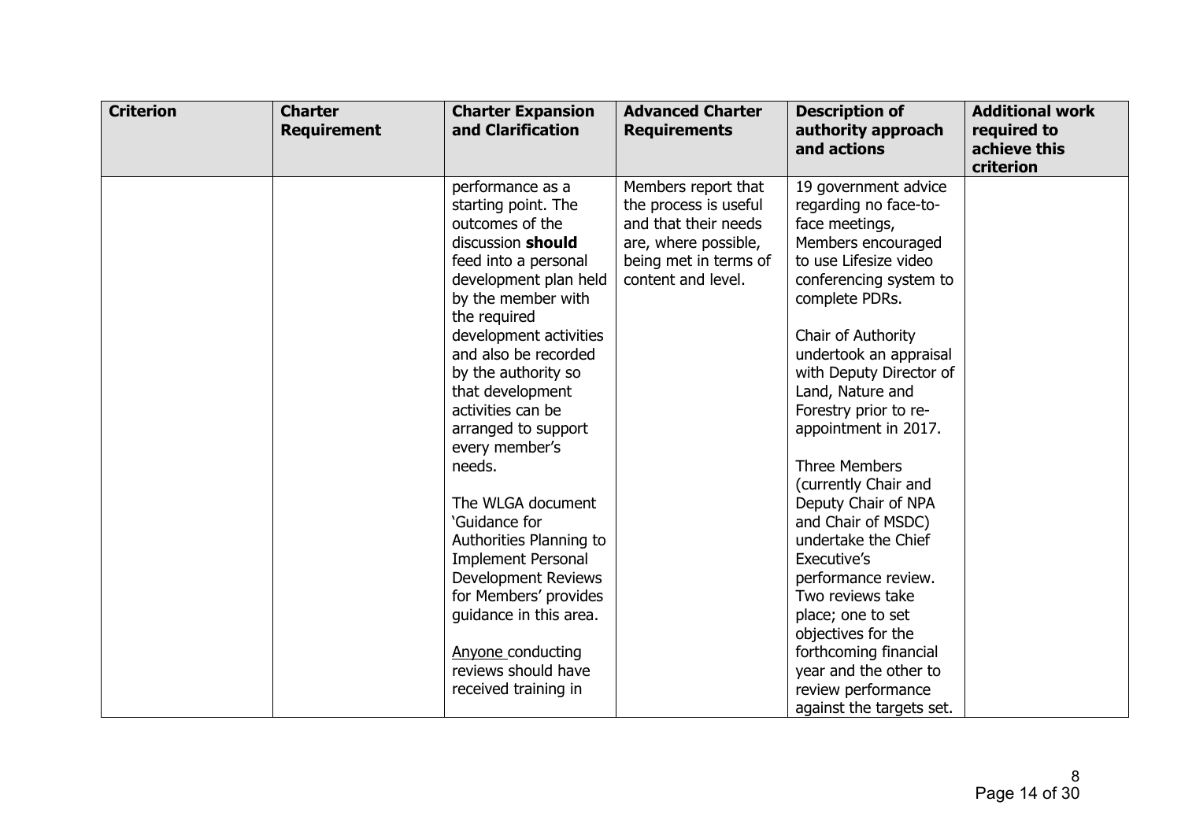| Criterion | Charter Requirement | Charter Expansion and Clarification | Advanced Charter Requirements | Description of authority approach and actions | Additional work required to achieve this criterion |
|---|---|---|---|---|---|
| | | performance as a starting point. The outcomes of the discussion **should** feed into a personal development plan held by the member with the required development activities and also be recorded by the authority so that development activities can be arranged to support every member's needs.<br><br>The WLGA document 'Guidance for Authorities Planning to Implement Personal Development Reviews for Members' provides guidance in this area.<br><br>Anyone conducting reviews should have received training in | Members report that the process is useful and that their needs are, where possible, being met in terms of content and level. | 19 government advice regarding no face-to-face meetings, Members encouraged to use Lifesize video conferencing system to complete PDRs.<br><br>Chair of Authority undertook an appraisal with Deputy Director of Land, Nature and Forestry prior to re-appointment in 2017.<br><br>Three Members (currently Chair and Deputy Chair of NPA and Chair of MSDC) undertake the Chief Executive's performance review. Two reviews take place; one to set objectives for the forthcoming financial year and the other to review performance against the targets set. | |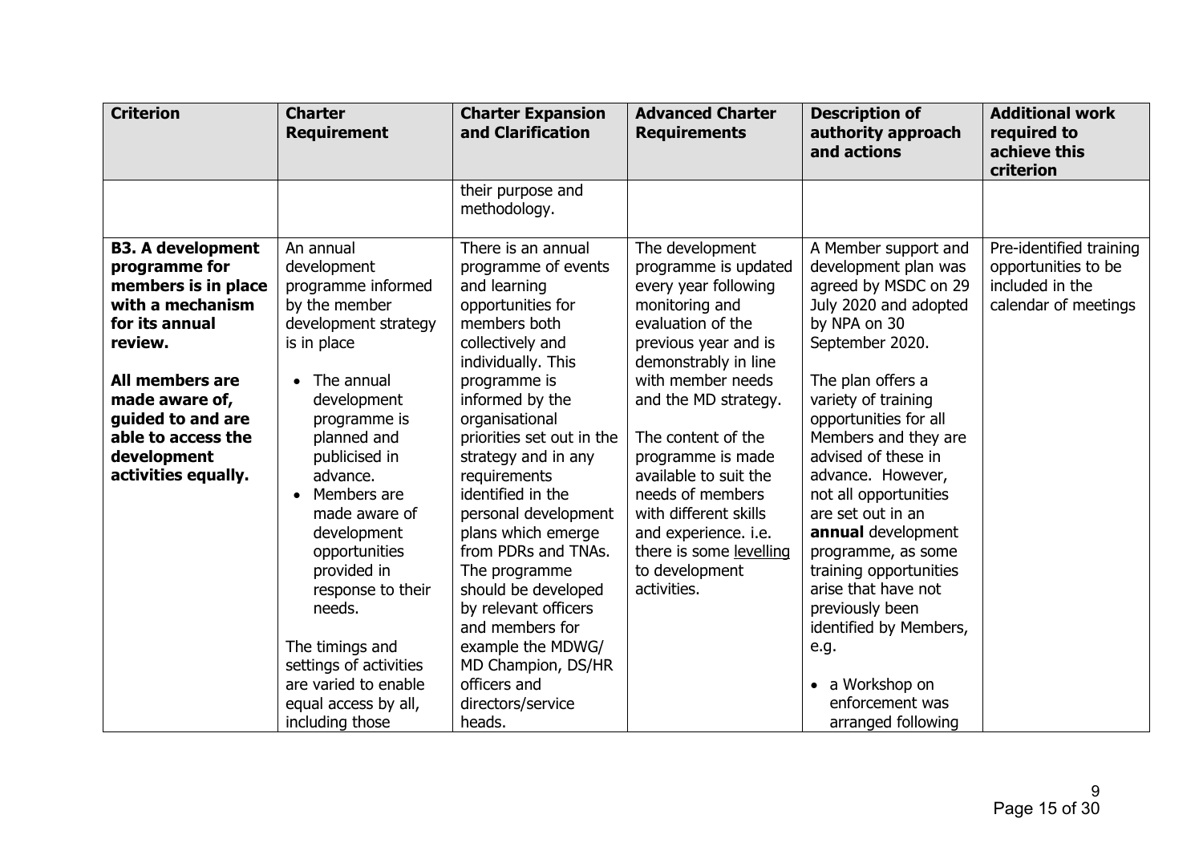| Criterion | Charter Requirement | Charter Expansion and Clarification | Advanced Charter Requirements | Description of authority approach and actions | Additional work required to achieve this criterion |
|---|---|---|---|---|---|
| | | their purpose and methodology. | | | |
| **B3. A development programme for members is in place with a mechanism for its annual review.**<br><br>**All members are made aware of, guided to and are able to access the development activities equally.** | An annual development programme informed by the member development strategy is in place<br><br>• The annual development programme is planned and publicised in advance.<br>• Members are made aware of development opportunities provided in response to their needs.<br><br>The timings and settings of activities are varied to enable equal access by all, including those | There is an annual programme of events and learning opportunities for members both collectively and individually. This programme is informed by the organisational priorities set out in the strategy and in any requirements identified in the personal development plans which emerge from PDRs and TNAs. The programme should be developed by relevant officers and members for example the MDWG/ MD Champion, DS/HR officers and directors/service heads. | The development programme is updated every year following monitoring and evaluation of the previous year and is demonstrably in line with member needs and the MD strategy.<br><br>The content of the programme is made available to suit the needs of members with different skills and experience. i.e. there is some levelling to development activities. | A Member support and development plan was agreed by MSDC on 29 July 2020 and adopted by NPA on 30 September 2020.<br><br>The plan offers a variety of training opportunities for all Members and they are advised of these in advance. However, not all opportunities are set out in an **annual** development programme, as some training opportunities arise that have not previously been identified by Members, e.g.<br><br>• a Workshop on enforcement was arranged following | Pre-identified training opportunities to be included in the calendar of meetings |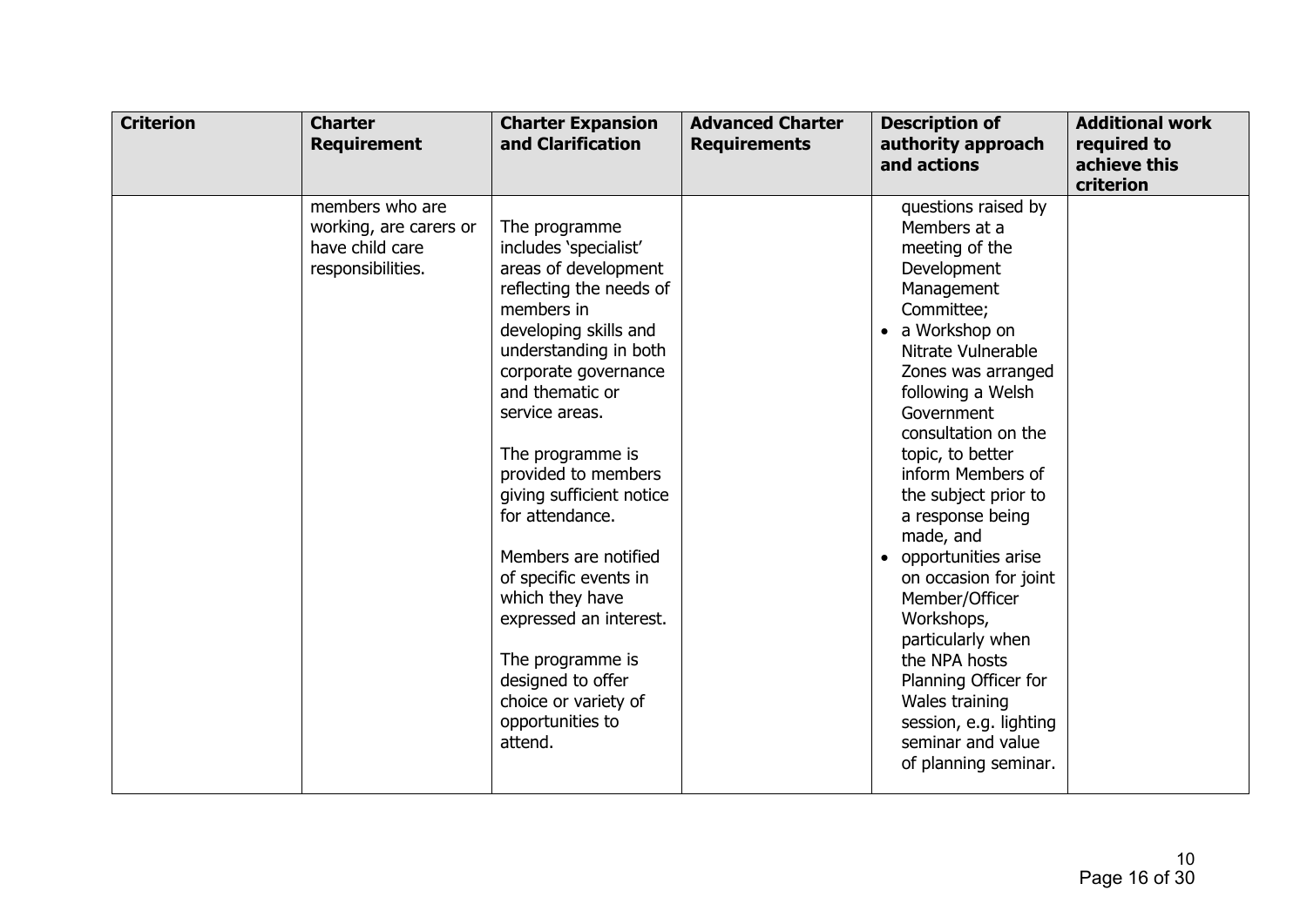| Criterion | Charter Requirement | Charter Expansion and Clarification | Advanced Charter Requirements | Description of authority approach and actions | Additional work required to achieve this criterion |
|---|---|---|---|---|---|
| | members who are working, are carers or have child care responsibilities. | The programme includes 'specialist' areas of development reflecting the needs of members in developing skills and understanding in both corporate governance and thematic or service areas.<br><br>The programme is provided to members giving sufficient notice for attendance.<br><br>Members are notified of specific events in which they have expressed an interest.<br><br>The programme is designed to offer choice or variety of opportunities to attend. | | questions raised by Members at a meeting of the Development Management Committee;<br>• a Workshop on Nitrate Vulnerable Zones was arranged following a Welsh Government consultation on the topic, to better inform Members of the subject prior to a response being made, and<br>• opportunities arise on occasion for joint Member/Officer Workshops, particularly when the NPA hosts Planning Officer for Wales training session, e.g. lighting seminar and value of planning seminar. | |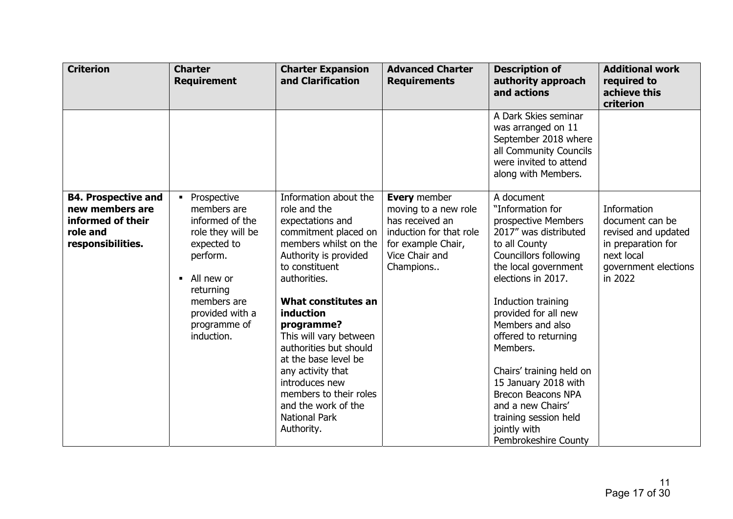| Criterion | Charter Requirement | Charter Expansion and Clarification | Advanced Charter Requirements | Description of authority approach and actions | Additional work required to achieve this criterion |
|---|---|---|---|---|---|
| | | | | A Dark Skies seminar was arranged on 11 September 2018 where all Community Councils were invited to attend along with Members. | |
| **B4. Prospective and new members are informed of their role and responsibilities.** | ▪ Prospective members are informed of the role they will be expected to perform.<br><br>▪ All new or returning members are provided with a programme of induction. | Information about the role and the expectations and commitment placed on members whilst on the Authority is provided to constituent authorities.<br><br>**What constitutes an induction programme?**<br>This will vary between authorities but should at the base level be any activity that introduces new members to their roles and the work of the National Park Authority. | **Every** member moving to a new role has received an induction for that role for example Chair, Vice Chair and Champions.. | A document "Information for prospective Members 2017" was distributed to all County Councillors following the local government elections in 2017.<br><br>Induction training provided for all new Members and also offered to returning Members.<br><br>Chairs' training held on 15 January 2018 with Brecon Beacons NPA and a new Chairs' training session held jointly with Pembrokeshire County | Information document can be revised and updated in preparation for next local government elections in 2022 |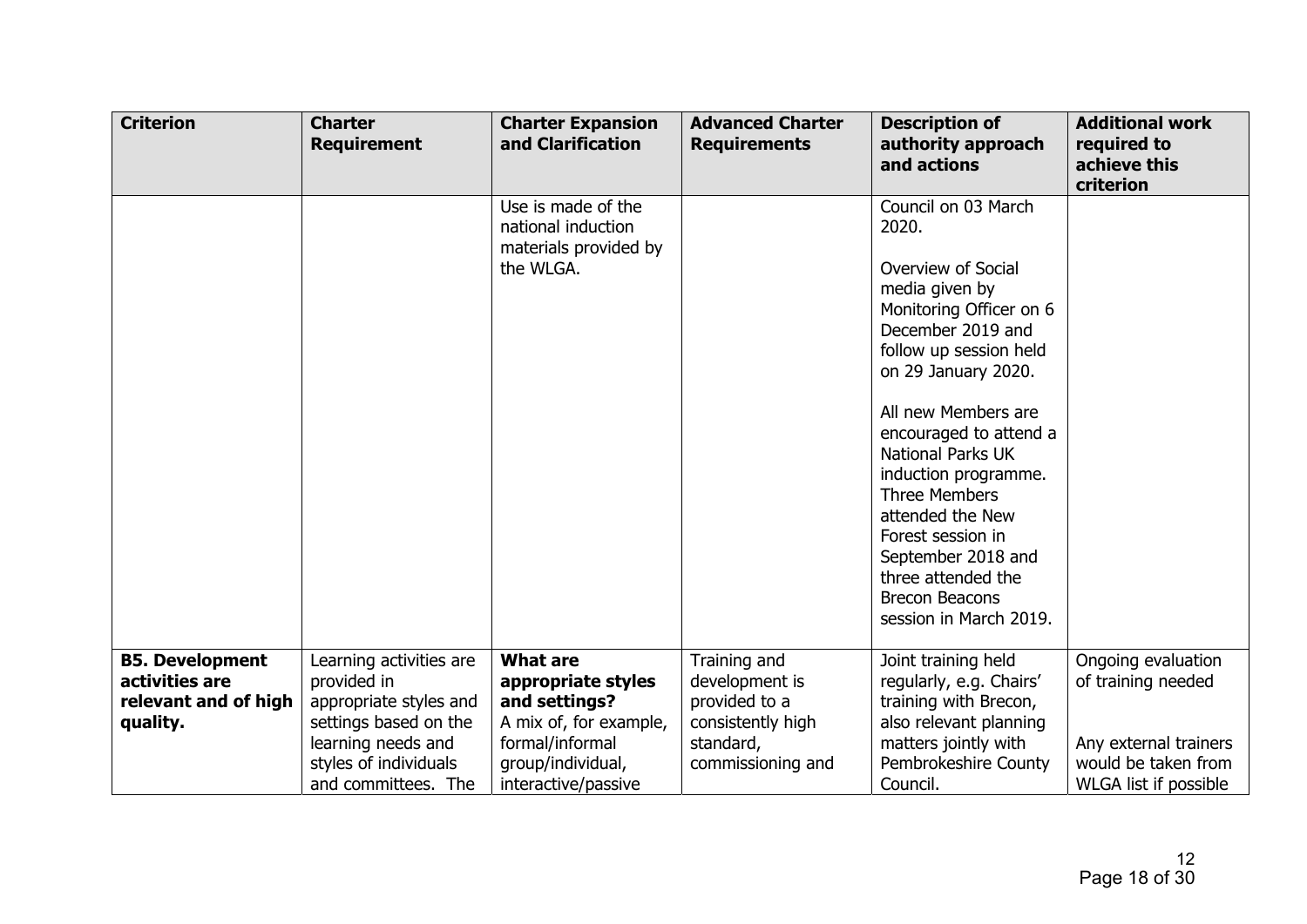| Criterion | Charter Requirement | Charter Expansion and Clarification | Advanced Charter Requirements | Description of authority approach and actions | Additional work required to achieve this criterion |
|---|---|---|---|---|---|
| | | Use is made of the national induction materials provided by the WLGA. | | Council on 03 March 2020.<br><br>Overview of Social media given by Monitoring Officer on 6 December 2019 and follow up session held on 29 January 2020.<br><br>All new Members are encouraged to attend a National Parks UK induction programme. Three Members attended the New Forest session in September 2018 and three attended the Brecon Beacons session in March 2019. | |
| **B5. Development activities are relevant and of high quality.** | Learning activities are provided in appropriate styles and settings based on the learning needs and styles of individuals and committees. The | **What are appropriate styles and settings?**<br>A mix of, for example, formal/informal group/individual, interactive/passive | Training and development is provided to a consistently high standard, commissioning and | Joint training held regularly, e.g. Chairs' training with Brecon, also relevant planning matters jointly with Pembrokeshire County Council. | Ongoing evaluation of training needed<br><br>Any external trainers would be taken from WLGA list if possible |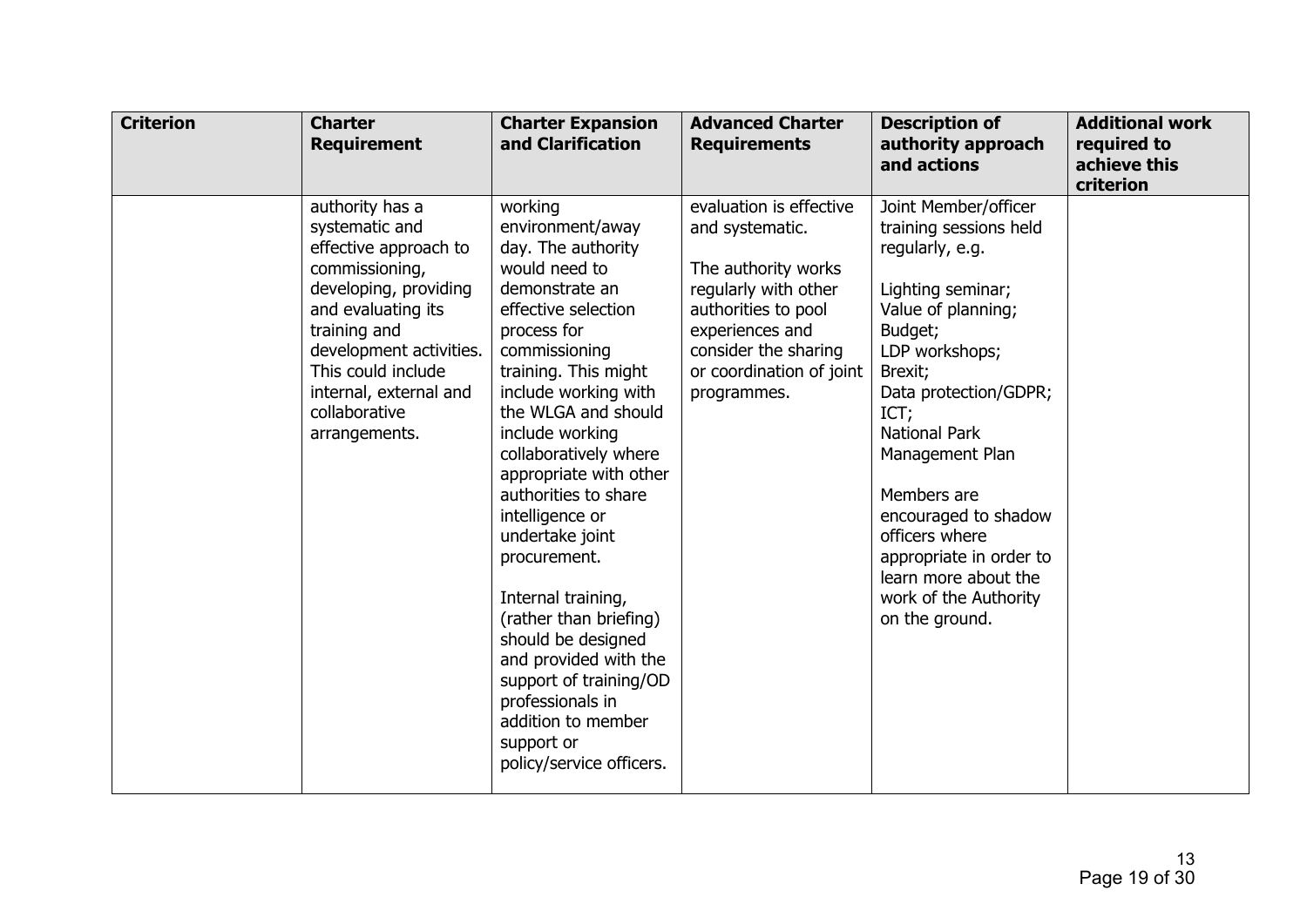| Criterion | Charter Requirement | Charter Expansion and Clarification | Advanced Charter Requirements | Description of authority approach and actions | Additional work required to achieve this criterion |
| --- | --- | --- | --- | --- | --- |
| | authority has a systematic and effective approach to commissioning, developing, providing and evaluating its training and development activities. This could include internal, external and collaborative arrangements. | working environment/away day. The authority would need to demonstrate an effective selection process for commissioning training. This might include working with the WLGA and should include working collaboratively where appropriate with other authorities to share intelligence or undertake joint procurement.<br><br>Internal training, (rather than briefing) should be designed and provided with the support of training/OD professionals in addition to member support or policy/service officers. | evaluation is effective and systematic.<br><br>The authority works regularly with other authorities to pool experiences and consider the sharing or coordination of joint programmes. | Joint Member/officer training sessions held regularly, e.g.<br><br>Lighting seminar;<br>Value of planning;<br>Budget;<br>LDP workshops;<br>Brexit;<br>Data protection/GDPR;<br>ICT;<br>National Park Management Plan<br><br>Members are encouraged to shadow officers where appropriate in order to learn more about the work of the Authority on the ground. | |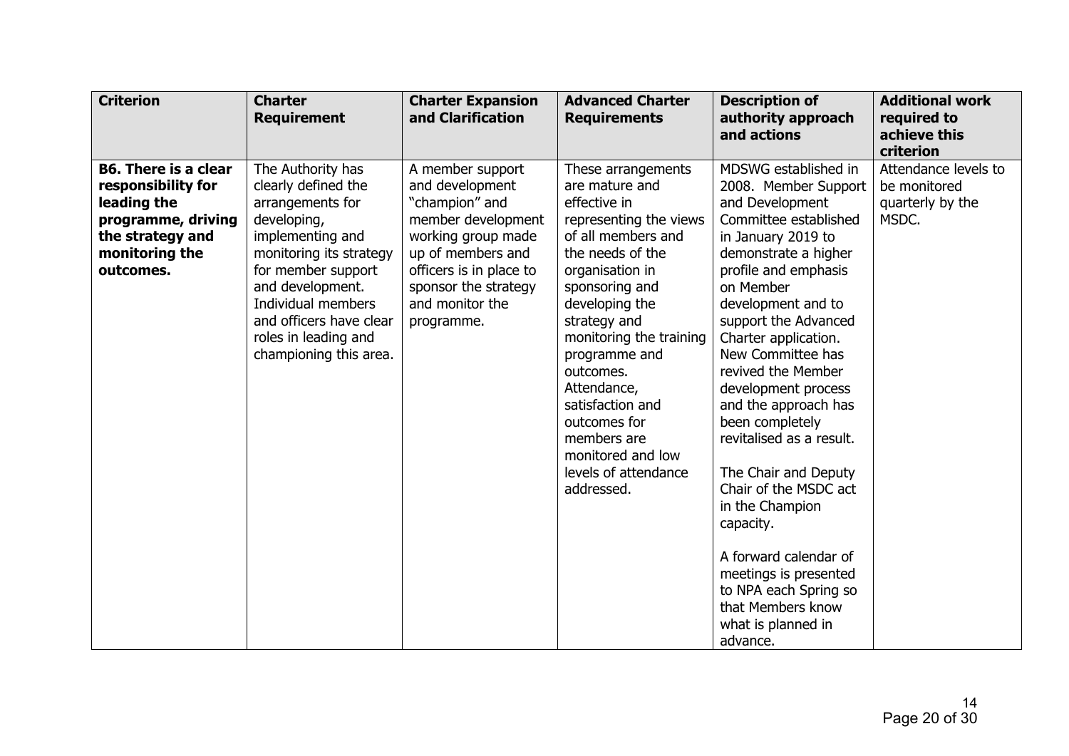| Criterion | Charter Requirement | Charter Expansion and Clarification | Advanced Charter Requirements | Description of authority approach and actions | Additional work required to achieve this criterion |
|---|---|---|---|---|---|
| **B6. There is a clear responsibility for leading the programme, driving the strategy and monitoring the outcomes.** | The Authority has clearly defined the arrangements for developing, implementing and monitoring its strategy for member support and development. Individual members and officers have clear roles in leading and championing this area. | A member support and development "champion" and member development working group made up of members and officers is in place to sponsor the strategy and monitor the programme. | These arrangements are mature and effective in representing the views of all members and the needs of the organisation in sponsoring and developing the strategy and monitoring the training programme and outcomes. Attendance, satisfaction and outcomes for members are monitored and low levels of attendance addressed. | MDSWG established in 2008. Member Support and Development Committee established in January 2019 to demonstrate a higher profile and emphasis on Member development and to support the Advanced Charter application. New Committee has revived the Member development process and the approach has been completely revitalised as a result.<br><br>The Chair and Deputy Chair of the MSDC act in the Champion capacity.<br><br>A forward calendar of meetings is presented to NPA each Spring so that Members know what is planned in advance. | Attendance levels to be monitored quarterly by the MSDC. |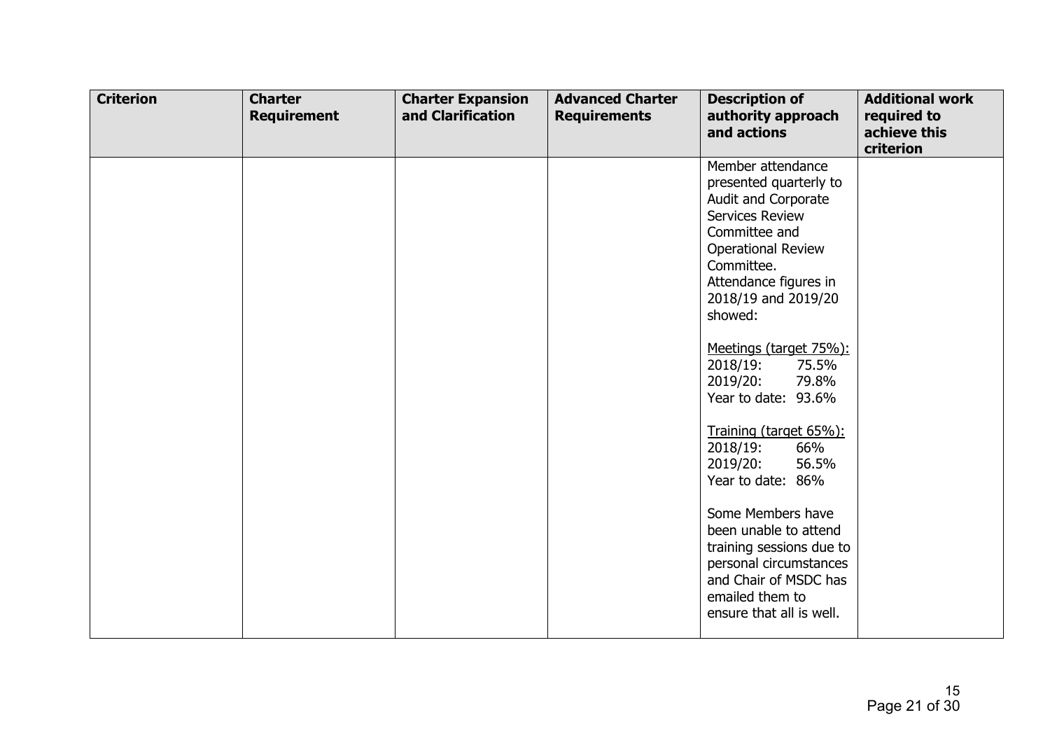| Criterion | Charter Requirement | Charter Expansion and Clarification | Advanced Charter Requirements | Description of authority approach and actions | Additional work required to achieve this criterion |
|---|---|---|---|---|---|
| | | | | Member attendance presented quarterly to Audit and Corporate Services Review Committee and Operational Review Committee.<br>Attendance figures in 2018/19 and 2019/20 showed:<br><br>Meetings (target 75%):<br>2018/19: 75.5%<br>2019/20: 79.8%<br>Year to date: 93.6%<br><br>Training (target 65%):<br>2018/19: 66%<br>2019/20: 56.5%<br>Year to date: 86%<br><br>Some Members have been unable to attend training sessions due to personal circumstances and Chair of MSDC has emailed them to ensure that all is well. | |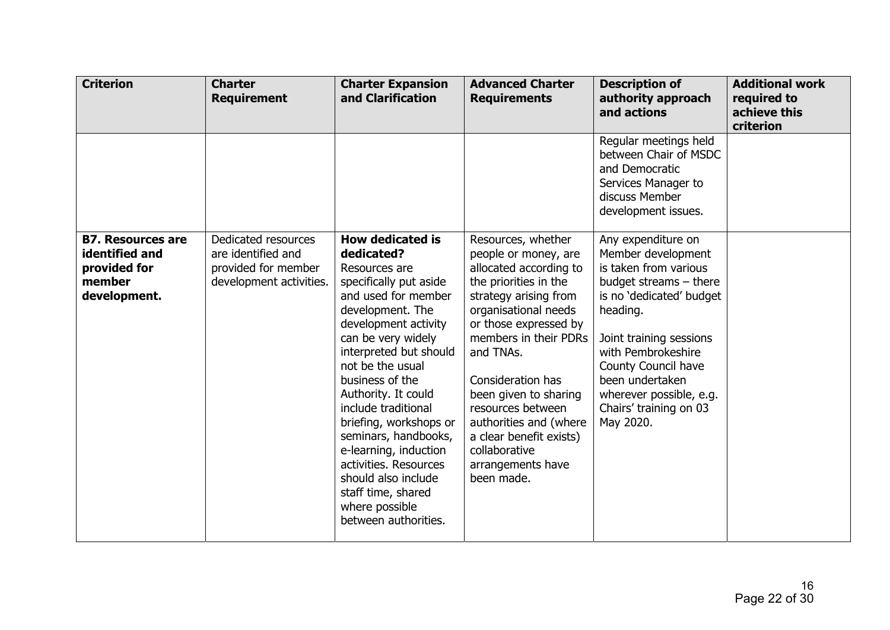| Criterion | Charter Requirement | Charter Expansion and Clarification | Advanced Charter Requirements | Description of authority approach and actions | Additional work required to achieve this criterion |
|---|---|---|---|---|---|
| | | | | Regular meetings held between Chair of MSDC and Democratic Services Manager to discuss Member development issues. | |
| **B7. Resources are identified and provided for member development.** | Dedicated resources are identified and provided for member development activities. | **How dedicated is dedicated?** Resources are specifically put aside and used for member development. The development activity can be very widely interpreted but should not be the usual business of the Authority. It could include traditional briefing, workshops or seminars, handbooks, e-learning, induction activities. Resources should also include staff time, shared where possible between authorities. | Resources, whether people or money, are allocated according to the priorities in the strategy arising from organisational needs or those expressed by members in their PDRs and TNAs.<br><br>Consideration has been given to sharing resources between authorities and (where a clear benefit exists) collaborative arrangements have been made. | Any expenditure on Member development is taken from various budget streams – there is no 'dedicated' budget heading.<br><br>Joint training sessions with Pembrokeshire County Council have been undertaken wherever possible, e.g. Chairs' training on 03 May 2020. | |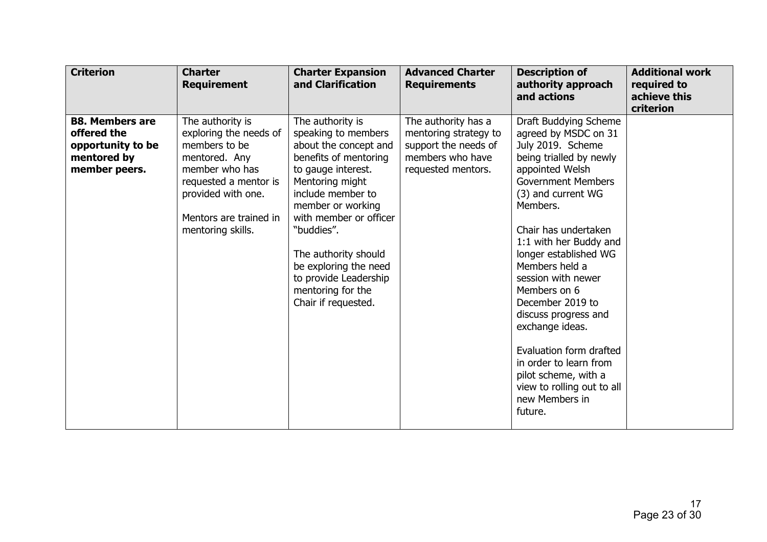| Criterion | Charter Requirement | Charter Expansion and Clarification | Advanced Charter Requirements | Description of authority approach and actions | Additional work required to achieve this criterion |
|---|---|---|---|---|---|
| **B8. Members are offered the opportunity to be mentored by member peers.** | The authority is exploring the needs of members to be mentored. Any member who has requested a mentor is provided with one.<br><br>Mentors are trained in mentoring skills. | The authority is speaking to members about the concept and benefits of mentoring to gauge interest. Mentoring might include member to member or working with member or officer "buddies".<br><br>The authority should be exploring the need to provide Leadership mentoring for the Chair if requested. | The authority has a mentoring strategy to support the needs of members who have requested mentors. | Draft Buddying Scheme agreed by MSDC on 31 July 2019. Scheme being trialled by newly appointed Welsh Government Members (3) and current WG Members.<br><br>Chair has undertaken 1:1 with her Buddy and longer established WG Members held a session with newer Members on 6 December 2019 to discuss progress and exchange ideas.<br><br>Evaluation form drafted in order to learn from pilot scheme, with a view to rolling out to all new Members in future. | |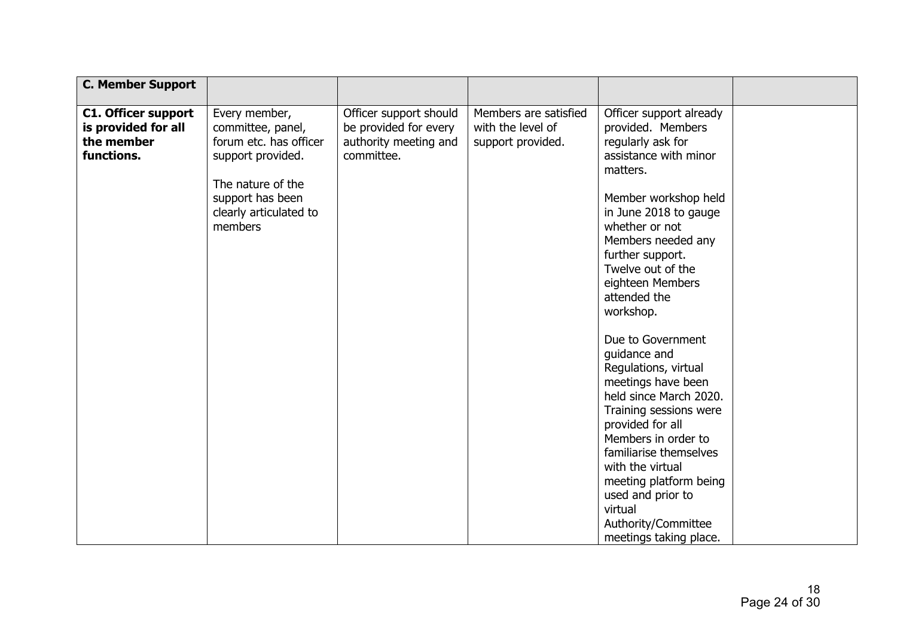| **C. Member Support** | | | | | |
|---|---|---|---|---|---|
| **C1. Officer support is provided for all the member functions.** | Every member, committee, panel, forum etc. has officer support provided.<br><br>The nature of the support has been clearly articulated to members | Officer support should be provided for every authority meeting and committee. | Members are satisfied with the level of support provided. | Officer support already provided. Members regularly ask for assistance with minor matters.<br><br>Member workshop held in June 2018 to gauge whether or not Members needed any further support. Twelve out of the eighteen Members attended the workshop.<br><br>Due to Government guidance and Regulations, virtual meetings have been held since March 2020. Training sessions were provided for all Members in order to familiarise themselves with the virtual meeting platform being used and prior to virtual Authority/Committee meetings taking place. | |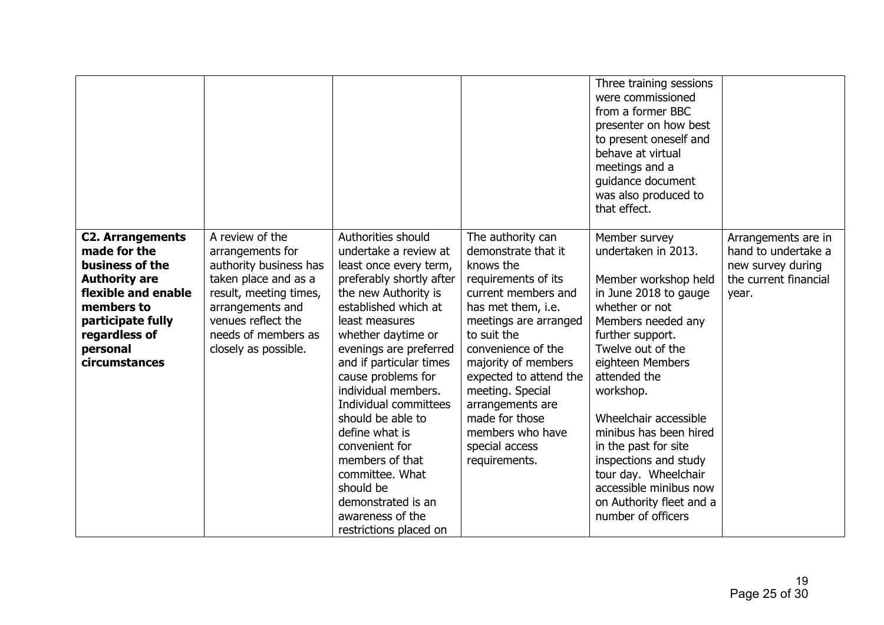| | | | | | |
|---|---|---|---|---|---|
| | | | | Three training sessions were commissioned from a former BBC presenter on how best to present oneself and behave at virtual meetings and a guidance document was also produced to that effect. | |
| **C2. Arrangements made for the business of the Authority are flexible and enable members to participate fully regardless of personal circumstances** | A review of the arrangements for authority business has taken place and as a result, meeting times, arrangements and venues reflect the needs of members as closely as possible. | Authorities should undertake a review at least once every term, preferably shortly after the new Authority is established which at least measures whether daytime or evenings are preferred and if particular times cause problems for individual members. Individual committees should be able to define what is convenient for members of that committee. What should be demonstrated is an awareness of the restrictions placed on | The authority can demonstrate that it knows the requirements of its current members and has met them, i.e. meetings are arranged to suit the convenience of the majority of members expected to attend the meeting. Special arrangements are made for those members who have special access requirements. | Member survey undertaken in 2013.<br><br>Member workshop held in June 2018 to gauge whether or not Members needed any further support. Twelve out of the eighteen Members attended the workshop.<br><br>Wheelchair accessible minibus has been hired in the past for site inspections and study tour day. Wheelchair accessible minibus now on Authority fleet and a number of officers | Arrangements are in hand to undertake a new survey during the current financial year. |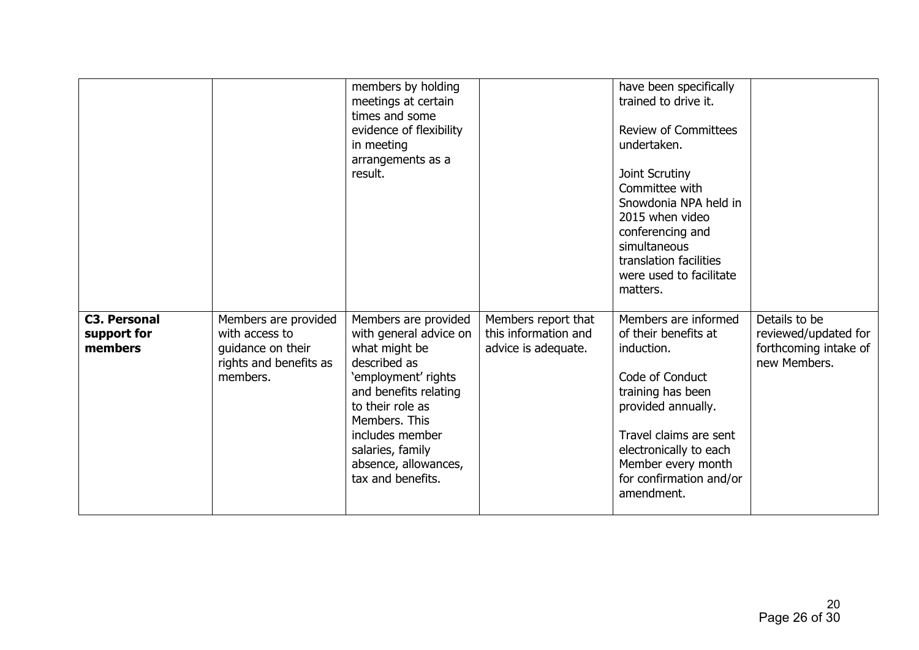| | | | | | |
|---|---|---|---|---|---|
| | | members by holding meetings at certain times and some evidence of flexibility in meeting arrangements as a result. | | have been specifically trained to drive it.<br><br>Review of Committees undertaken.<br><br>Joint Scrutiny Committee with Snowdonia NPA held in 2015 when video conferencing and simultaneous translation facilities were used to facilitate matters. | |
| **C3. Personal support for members** | Members are provided with access to guidance on their rights and benefits as members. | Members are provided with general advice on what might be described as 'employment' rights and benefits relating to their role as Members. This includes member salaries, family absence, allowances, tax and benefits. | Members report that this information and advice is adequate. | Members are informed of their benefits at induction.<br><br>Code of Conduct training has been provided annually.<br><br>Travel claims are sent electronically to each Member every month for confirmation and/or amendment. | Details to be reviewed/updated for forthcoming intake of new Members. |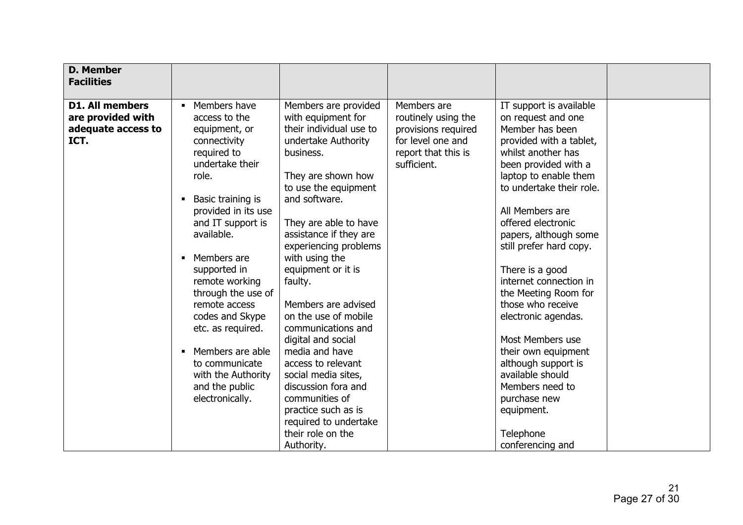| D. Member Facilities | | | | | |
|---|---|---|---|---|---|
| **D1. All members are provided with adequate access to ICT.** | ▪ Members have access to the equipment, or connectivity required to undertake their role.<br><br>▪ Basic training is provided in its use and IT support is available.<br><br>▪ Members are supported in remote working through the use of remote access codes and Skype etc. as required.<br><br>▪ Members are able to communicate with the Authority and the public electronically. | Members are provided with equipment for their individual use to undertake Authority business.<br><br>They are shown how to use the equipment and software.<br><br>They are able to have assistance if they are experiencing problems with using the equipment or it is faulty.<br><br>Members are advised on the use of mobile communications and digital and social media and have access to relevant social media sites, discussion fora and communities of practice such as is required to undertake their role on the Authority. | Members are routinely using the provisions required for level one and report that this is sufficient. | IT support is available on request and one Member has been provided with a tablet, whilst another has been provided with a laptop to enable them to undertake their role.<br><br>All Members are offered electronic papers, although some still prefer hard copy.<br><br>There is a good internet connection in the Meeting Room for those who receive electronic agendas.<br><br>Most Members use their own equipment although support is available should Members need to purchase new equipment.<br><br>Telephone conferencing and | |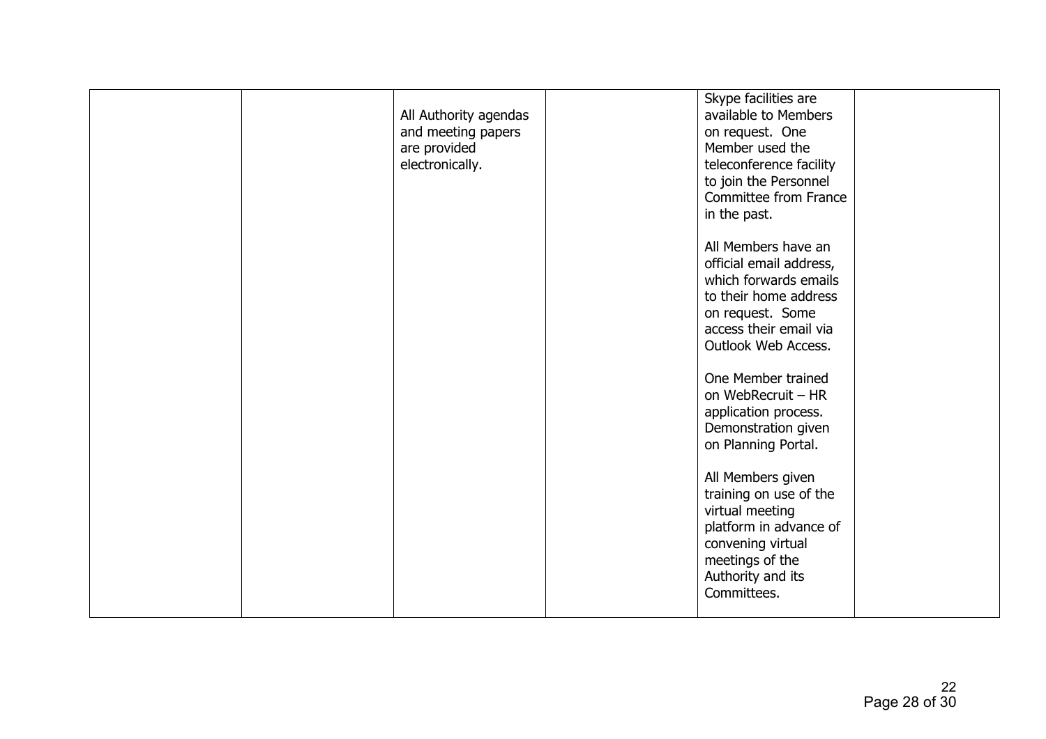|  |  |  |  |  |  |
|---|---|---|---|---|---|
|  |  | All Authority agendas and meeting papers are provided electronically. |  | Skype facilities are available to Members on request. One Member used the teleconference facility to join the Personnel Committee from France in the past.<br><br>All Members have an official email address, which forwards emails to their home address on request. Some access their email via Outlook Web Access.<br><br>One Member trained on WebRecruit – HR application process. Demonstration given on Planning Portal.<br><br>All Members given training on use of the virtual meeting platform in advance of convening virtual meetings of the Authority and its Committees. |  |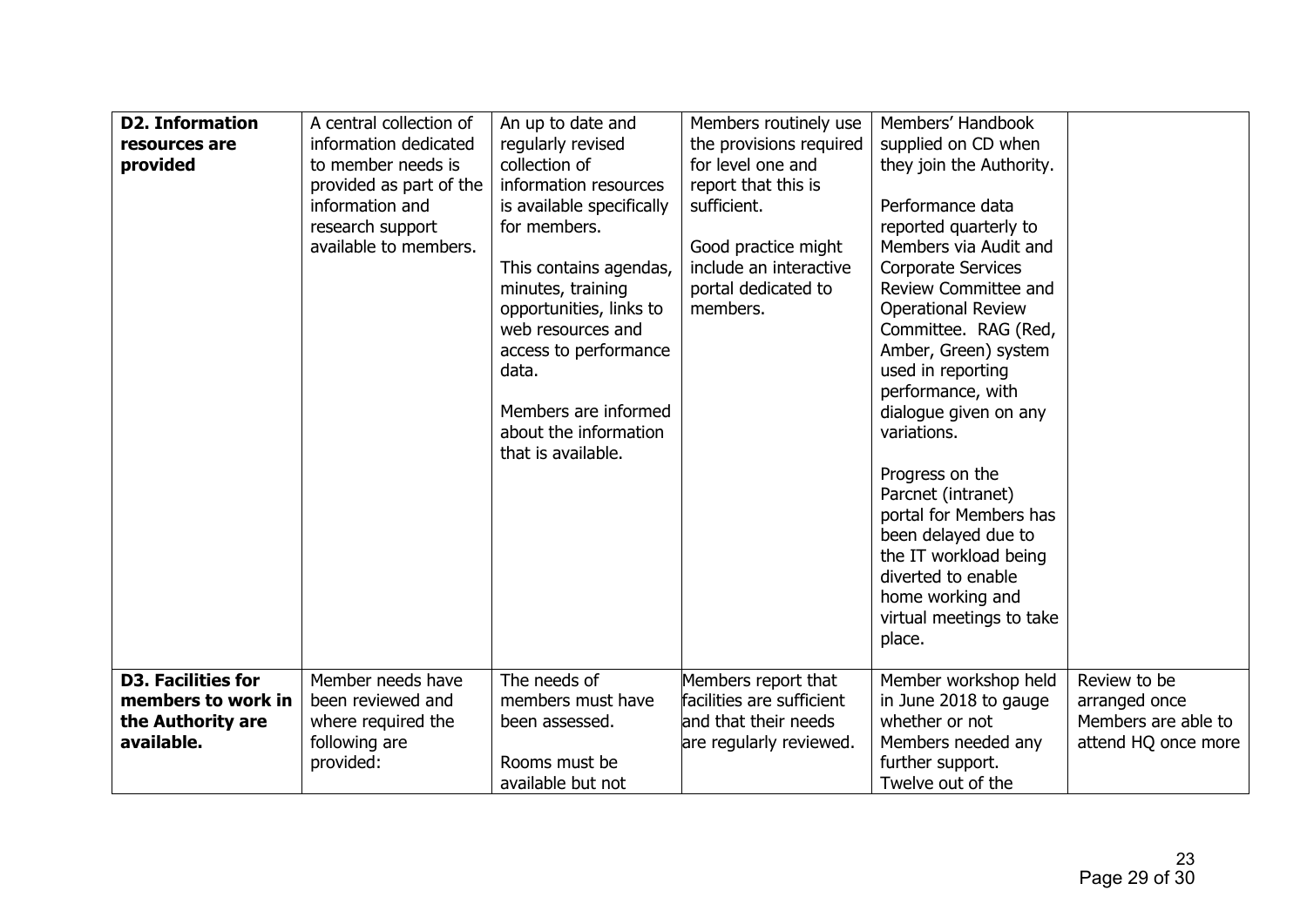| **D2. Information resources are provided** | A central collection of information dedicated to member needs is provided as part of the information and research support available to members. | An up to date and regularly revised collection of information resources is available specifically for members.<br><br>This contains agendas, minutes, training opportunities, links to web resources and access to performance data.<br><br>Members are informed about the information that is available. | Members routinely use the provisions required for level one and report that this is sufficient.<br><br>Good practice might include an interactive portal dedicated to members. | Members' Handbook supplied on CD when they join the Authority.<br><br>Performance data reported quarterly to Members via Audit and Corporate Services Review Committee and Operational Review Committee. RAG (Red, Amber, Green) system used in reporting performance, with dialogue given on any variations.<br><br>Progress on the Parcnet (intranet) portal for Members has been delayed due to the IT workload being diverted to enable home working and virtual meetings to take place. | |
|---|---|---|---|---|---|
| **D3. Facilities for members to work in the Authority are available.** | Member needs have been reviewed and where required the following are provided: | The needs of members must have been assessed.<br><br>Rooms must be available but not | Members report that facilities are sufficient and that their needs are regularly reviewed. | Member workshop held in June 2018 to gauge whether or not Members needed any further support. Twelve out of the | Review to be arranged once Members are able to attend HQ once more |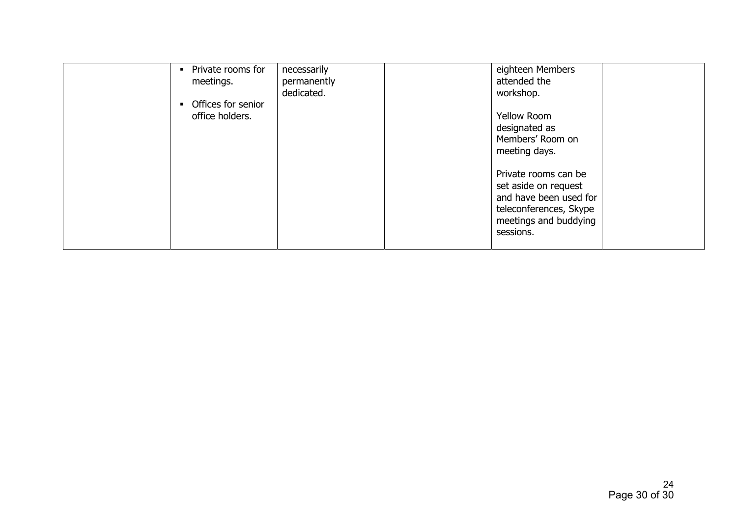| | | | | | |
|---|---|---|---|---|---|
| | ▪ Private rooms for meetings.<br><br>▪ Offices for senior office holders. | necessarily permanently dedicated. | | eighteen Members attended the workshop.<br><br>Yellow Room designated as Members' Room on meeting days.<br><br>Private rooms can be set aside on request and have been used for teleconferences, Skype meetings and buddying sessions. | |